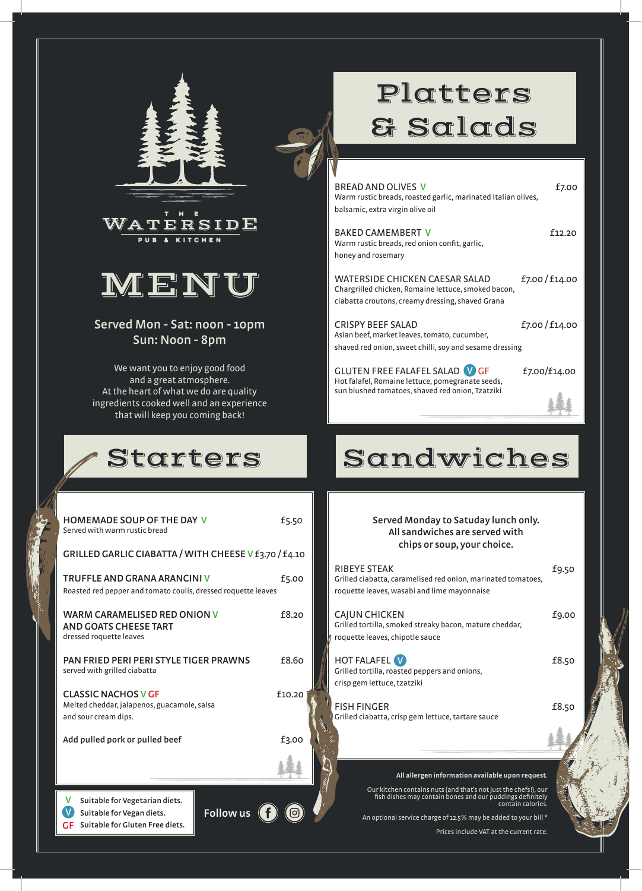THE WATERSIDE

PUB & KITCHEN

# MENU

**Served Mon - Sat: noon - 10pm**
**Sun: Noon - 8pm**

We want you to enjoy good food and a great atmosphere. At the heart of what we do are quality ingredients cooked well and an experience that will keep you coming back!

## Starters

**HOMEMADE SOUP OF THE DAY** V — £5.50
Served with warm rustic bread

**GRILLED GARLIC CIABATTA / WITH CHEESE** V — £3.70 / £4.10

**TRUFFLE AND GRANA ARANCINI** V — £5.00
Roasted red pepper and tomato coulis, dressed roquette leaves

**WARM CARAMELISED RED ONION AND GOATS CHEESE TART** V — £8.20
dressed roquette leaves

**PAN FRIED PERI PERI STYLE TIGER PRAWNS** — £8.60
served with grilled ciabatta

**CLASSIC NACHOS** V GF — £10.20
Melted cheddar, jalapenos, guacamole, salsa and sour cream dips.

**Add pulled pork or pulled beef** — £3.00

V Suitable for Vegetarian diets.
V Suitable for Vegan diets.
GF Suitable for Gluten Free diets.

Follow us

## Platters & Salads

**BREAD AND OLIVES** V — £7.00
Warm rustic breads, roasted garlic, marinated Italian olives, balsamic, extra virgin olive oil

**BAKED CAMEMBERT** V — £12.20
Warm rustic breads, red onion confit, garlic, honey and rosemary

**WATERSIDE CHICKEN CAESAR SALAD** — £7.00 / £14.00
Chargrilled chicken, Romaine lettuce, smoked bacon, ciabatta croutons, creamy dressing, shaved Grana

**CRISPY BEEF SALAD** — £7.00 / £14.00
Asian beef, market leaves, tomato, cucumber, shaved red onion, sweet chilli, soy and sesame dressing

**GLUTEN FREE FALAFEL SALAD** V GF — £7.00/£14.00
Hot falafel, Romaine lettuce, pomegranate seeds, sun blushed tomatoes, shaved red onion, Tzatziki

## Sandwiches

**Served Monday to Satuday lunch only. All sandwiches are served with chips or soup, your choice.**

**RIBEYE STEAK** — £9.50
Grilled ciabatta, caramelised red onion, marinated tomatoes, roquette leaves, wasabi and lime mayonnaise

**CAJUN CHICKEN** — £9.00
Grilled tortilla, smoked streaky bacon, mature cheddar, roquette leaves, chipotle sauce

**HOT FALAFEL** V — £8.50
Grilled tortilla, roasted peppers and onions, crisp gem lettuce, tzatziki

**FISH FINGER** — £8.50
Grilled ciabatta, crisp gem lettuce, tartare sauce

**All allergen information available upon request.**

Our kitchen contains nuts (and that's not just the chefs!), our fish dishes may contain bones and our puddings definitely contain calories.

An optional service charge of 12.5% may be added to your bill *

Prices include VAT at the current rate.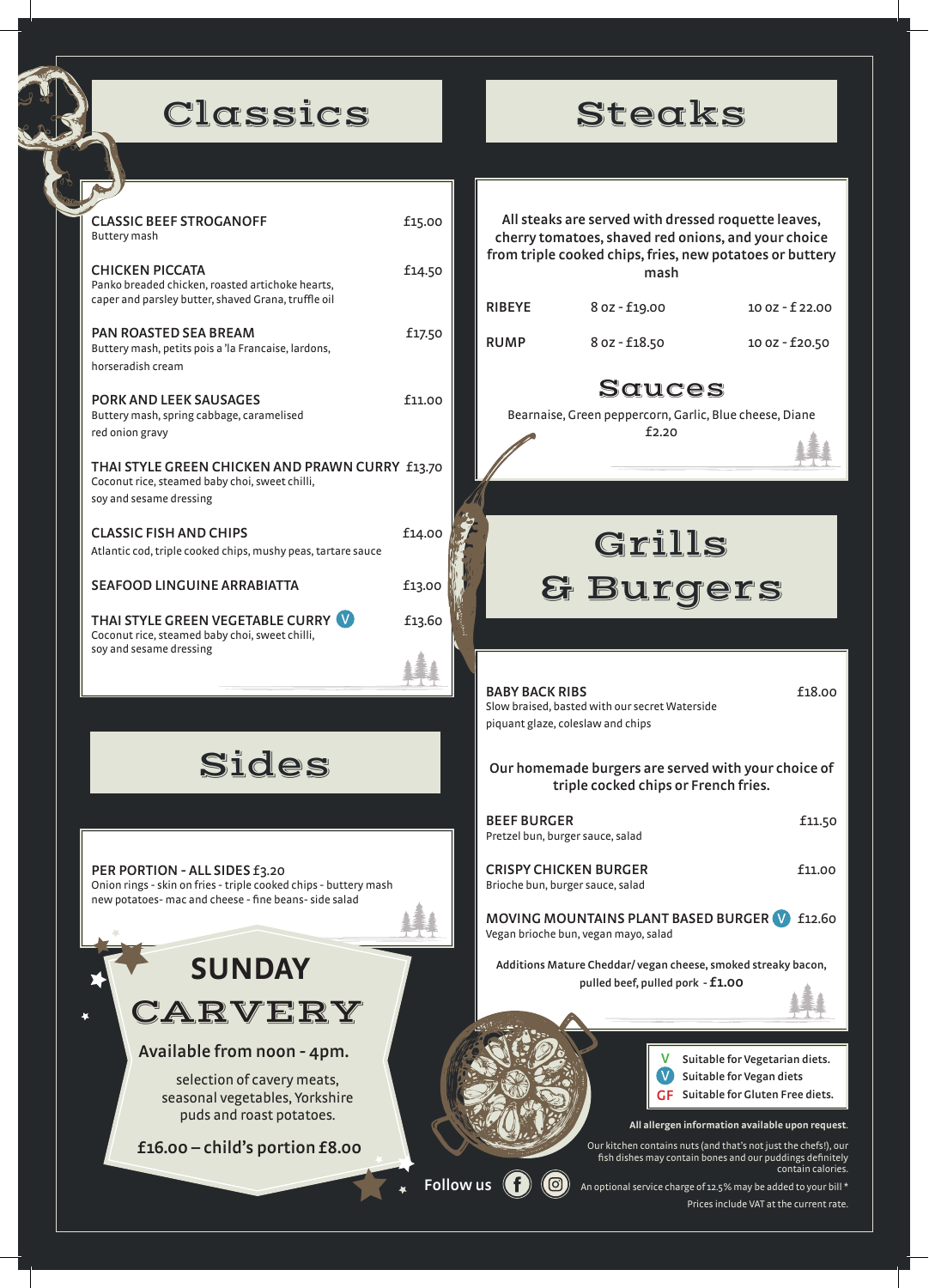# Classics

**CLASSIC BEEF STROGANOFF** £15.00
Buttery mash

**CHICKEN PICCATA** £14.50
Panko breaded chicken, roasted artichoke hearts, caper and parsley butter, shaved Grana, truffle oil

**PAN ROASTED SEA BREAM** £17.50
Buttery mash, petits pois a 'la Francaise, lardons, horseradish cream

**PORK AND LEEK SAUSAGES** £11.00
Buttery mash, spring cabbage, caramelised red onion gravy

**THAI STYLE GREEN CHICKEN AND PRAWN CURRY** £13.70
Coconut rice, steamed baby choi, sweet chilli, soy and sesame dressing

**CLASSIC FISH AND CHIPS** £14.00
Atlantic cod, triple cooked chips, mushy peas, tartare sauce

**SEAFOOD LINGUINE ARRABIATTA** £13.00

**THAI STYLE GREEN VEGETABLE CURRY** (V) £13.60
Coconut rice, steamed baby choi, sweet chilli, soy and sesame dressing

# Sides

**PER PORTION - ALL SIDES** £3.20
Onion rings - skin on fries - triple cooked chips - buttery mash
new potatoes- mac and cheese - fine beans- side salad

# SUNDAY CARVERY

Available from noon - 4pm.

selection of cavery meats, seasonal vegetables, Yorkshire puds and roast potatoes.

£16.00 – child's portion £8.00

# Steaks

All steaks are served with dressed roquette leaves, cherry tomatoes, shaved red onions, and your choice from triple cooked chips, fries, new potatoes or buttery mash

| | | |
|---|---|---|
| RIBEYE | 8 oz - £19.00 | 10 oz - £ 22.00 |
| RUMP | 8 oz - £18.50 | 10 oz - £20.50 |

## Sauces

Bearnaise, Green peppercorn, Garlic, Blue cheese, Diane
£2.20

# Grills & Burgers

**BABY BACK RIBS** £18.00
Slow braised, basted with our secret Waterside piquant glaze, coleslaw and chips

Our homemade burgers are served with your choice of triple cocked chips or French fries.

**BEEF BURGER** £11.50
Pretzel bun, burger sauce, salad

**CRISPY CHICKEN BURGER** £11.00
Brioche bun, burger sauce, salad

**MOVING MOUNTAINS PLANT BASED BURGER** (V) £12.60
Vegan brioche bun, vegan mayo, salad

Additions Mature Cheddar/ vegan cheese, smoked streaky bacon, pulled beef, pulled pork - **£1.00**

V Suitable for Vegetarian diets.
(V) Suitable for Vegan diets
GF Suitable for Gluten Free diets.

**All allergen information available upon request.**

Our kitchen contains nuts (and that's not just the chefs!), our fish dishes may contain bones and our puddings definitely contain calories.

Follow us

An optional service charge of 12.5% may be added to your bill *
Prices include VAT at the current rate.